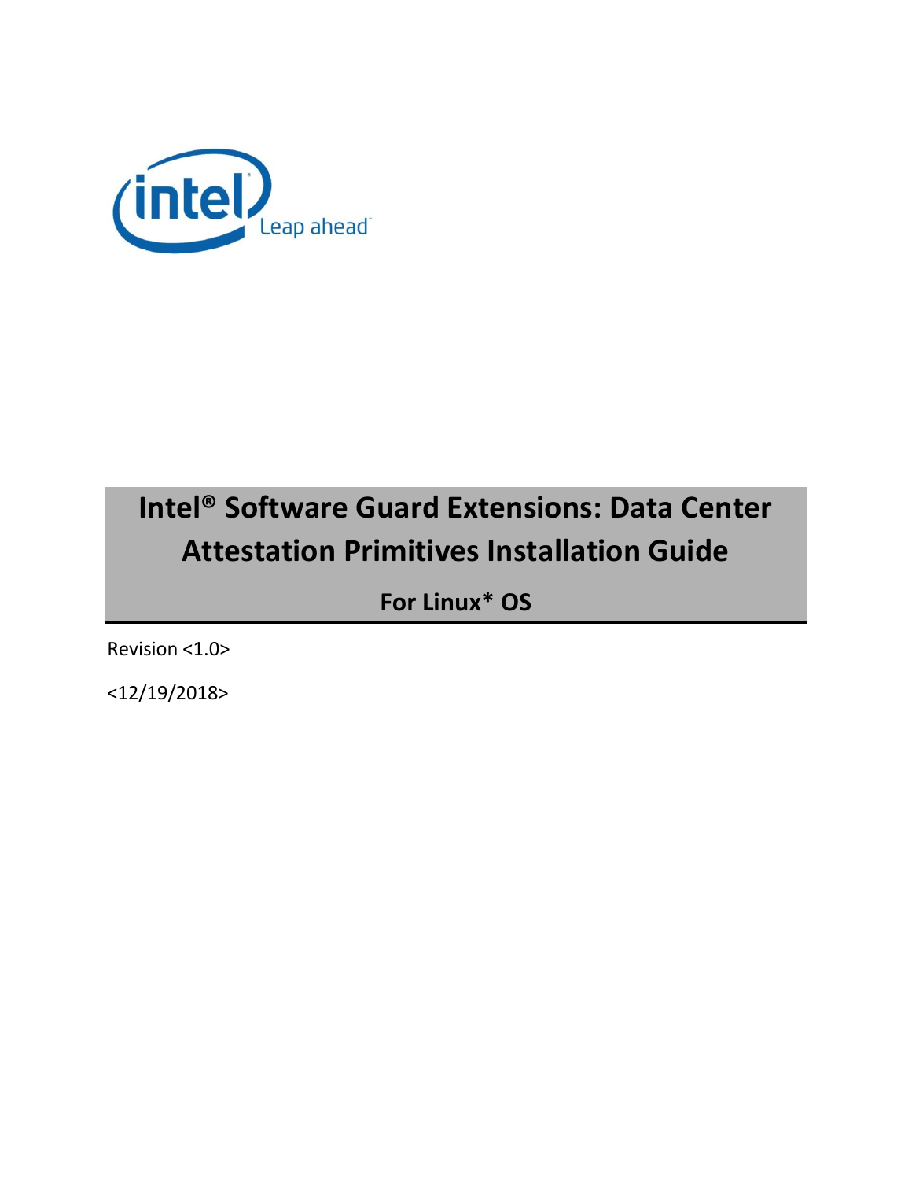# Intel® Software Guard Extensions: Data Center Attestation Primitives Installation Guide

**For Linux* OS**

Revision <1.0>

<12/19/2018>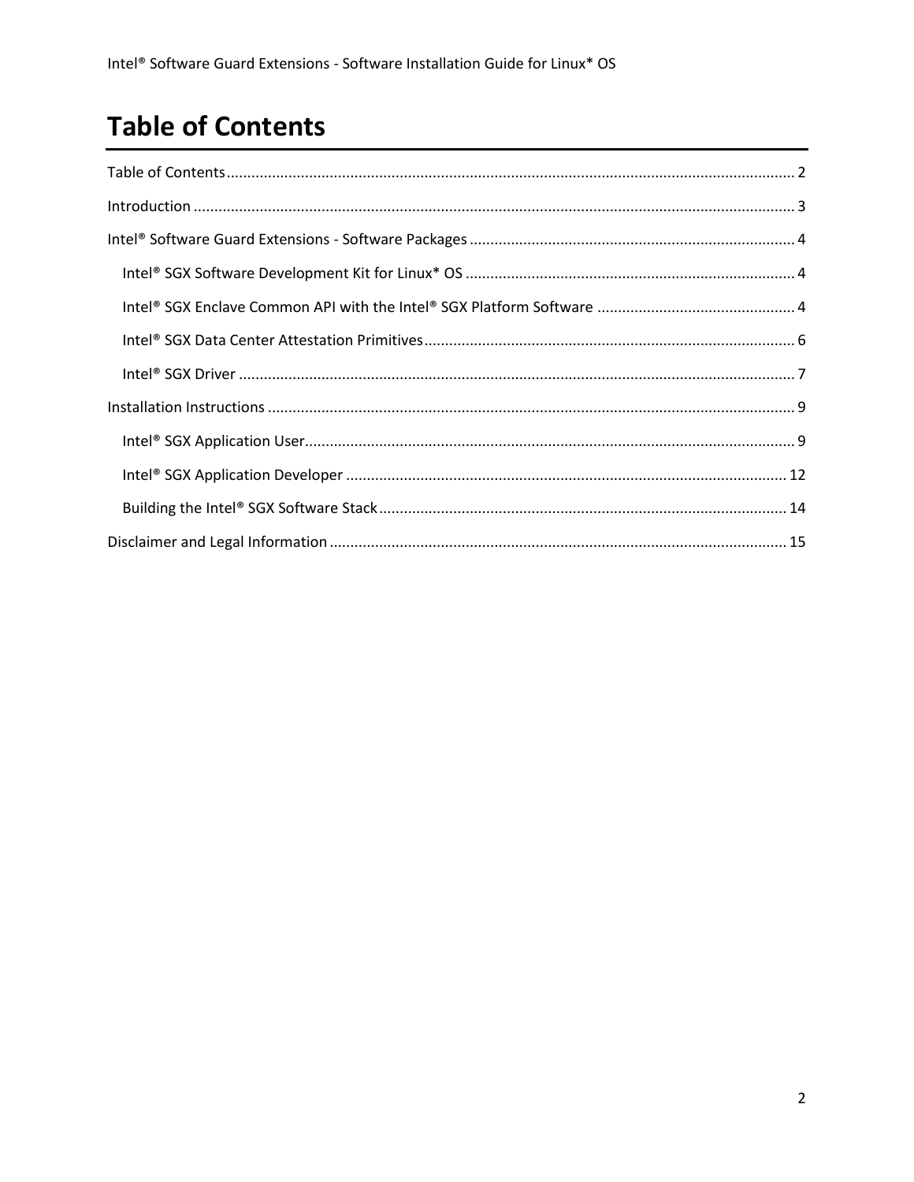# Table of Contents

Table of Contents ........ 2

Introduction ........ 3

Intel® Software Guard Extensions - Software Packages ........ 4

- Intel® SGX Software Development Kit for Linux* OS ........ 4
- Intel® SGX Enclave Common API with the Intel® SGX Platform Software ........ 4
- Intel® SGX Data Center Attestation Primitives ........ 6
- Intel® SGX Driver ........ 7

Installation Instructions ........ 9

- Intel® SGX Application User ........ 9
- Intel® SGX Application Developer ........ 12
- Building the Intel® SGX Software Stack ........ 14

Disclaimer and Legal Information ........ 15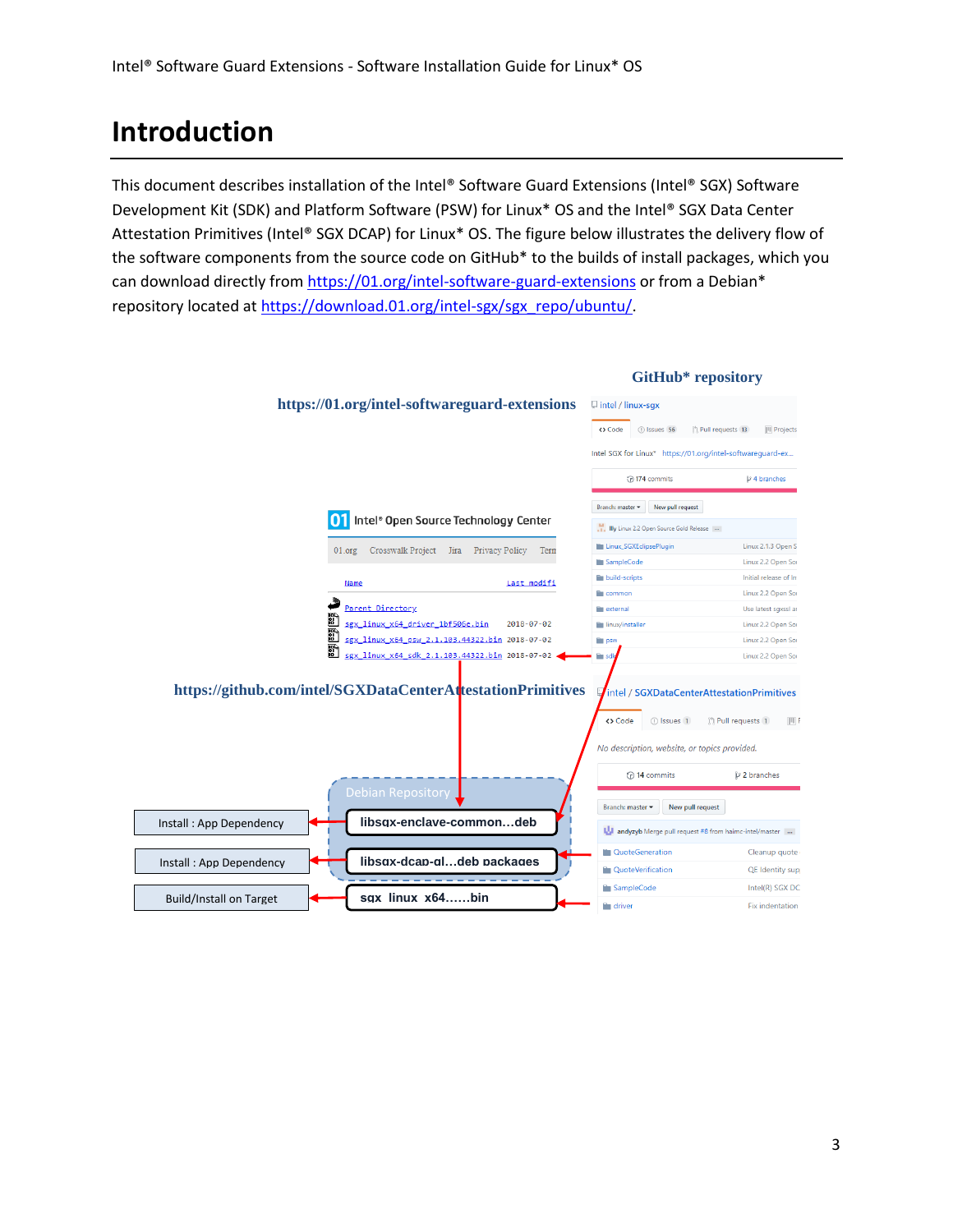# Introduction

This document describes installation of the Intel® Software Guard Extensions (Intel® SGX) Software Development Kit (SDK) and Platform Software (PSW) for Linux* OS and the Intel® SGX Data Center Attestation Primitives (Intel® SGX DCAP) for Linux* OS. The figure below illustrates the delivery flow of the software components from the source code on GitHub* to the builds of install packages, which you can download directly from https://01.org/intel-software-guard-extensions or from a Debian* repository located at https://download.01.org/intel-sgx/sgx_repo/ubuntu/.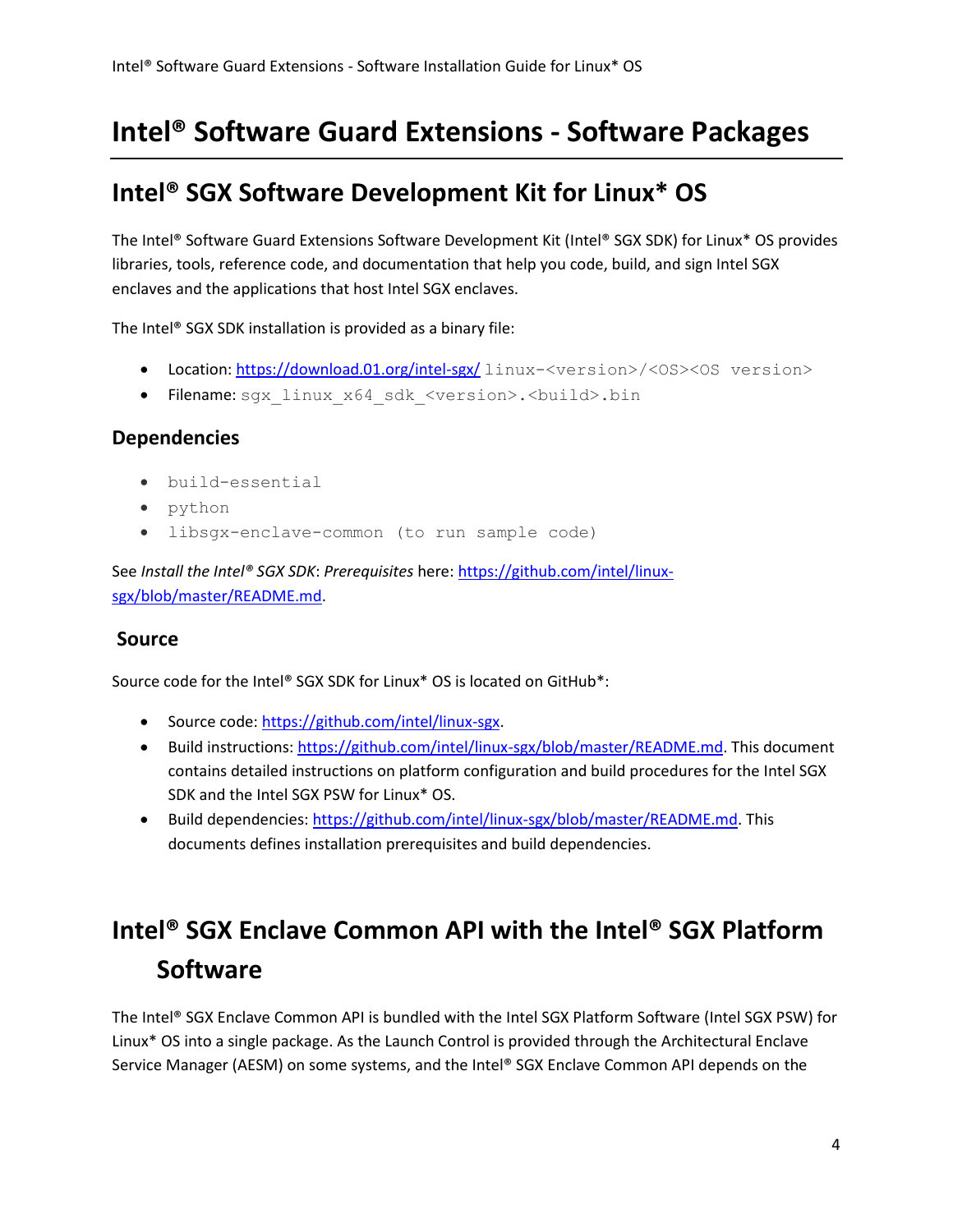# Intel® Software Guard Extensions - Software Packages

## Intel® SGX Software Development Kit for Linux* OS

The Intel® Software Guard Extensions Software Development Kit (Intel® SGX SDK) for Linux* OS provides libraries, tools, reference code, and documentation that help you code, build, and sign Intel SGX enclaves and the applications that host Intel SGX enclaves.

The Intel® SGX SDK installation is provided as a binary file:

- Location: https://download.01.org/intel-sgx/ `linux-<version>/<OS><OS version>`
- Filename: `sgx_linux_x64_sdk_<version>.<build>.bin`

### Dependencies

- `build-essential`
- `python`
- `libsgx-enclave-common (to run sample code)`

See *Install the Intel® SGX SDK*: *Prerequisites* here: https://github.com/intel/linux-sgx/blob/master/README.md.

### Source

Source code for the Intel® SGX SDK for Linux* OS is located on GitHub*:

- Source code: https://github.com/intel/linux-sgx.
- Build instructions: https://github.com/intel/linux-sgx/blob/master/README.md. This document contains detailed instructions on platform configuration and build procedures for the Intel SGX SDK and the Intel SGX PSW for Linux* OS.
- Build dependencies: https://github.com/intel/linux-sgx/blob/master/README.md. This documents defines installation prerequisites and build dependencies.

## Intel® SGX Enclave Common API with the Intel® SGX Platform Software

The Intel® SGX Enclave Common API is bundled with the Intel SGX Platform Software (Intel SGX PSW) for Linux* OS into a single package. As the Launch Control is provided through the Architectural Enclave Service Manager (AESM) on some systems, and the Intel® SGX Enclave Common API depends on the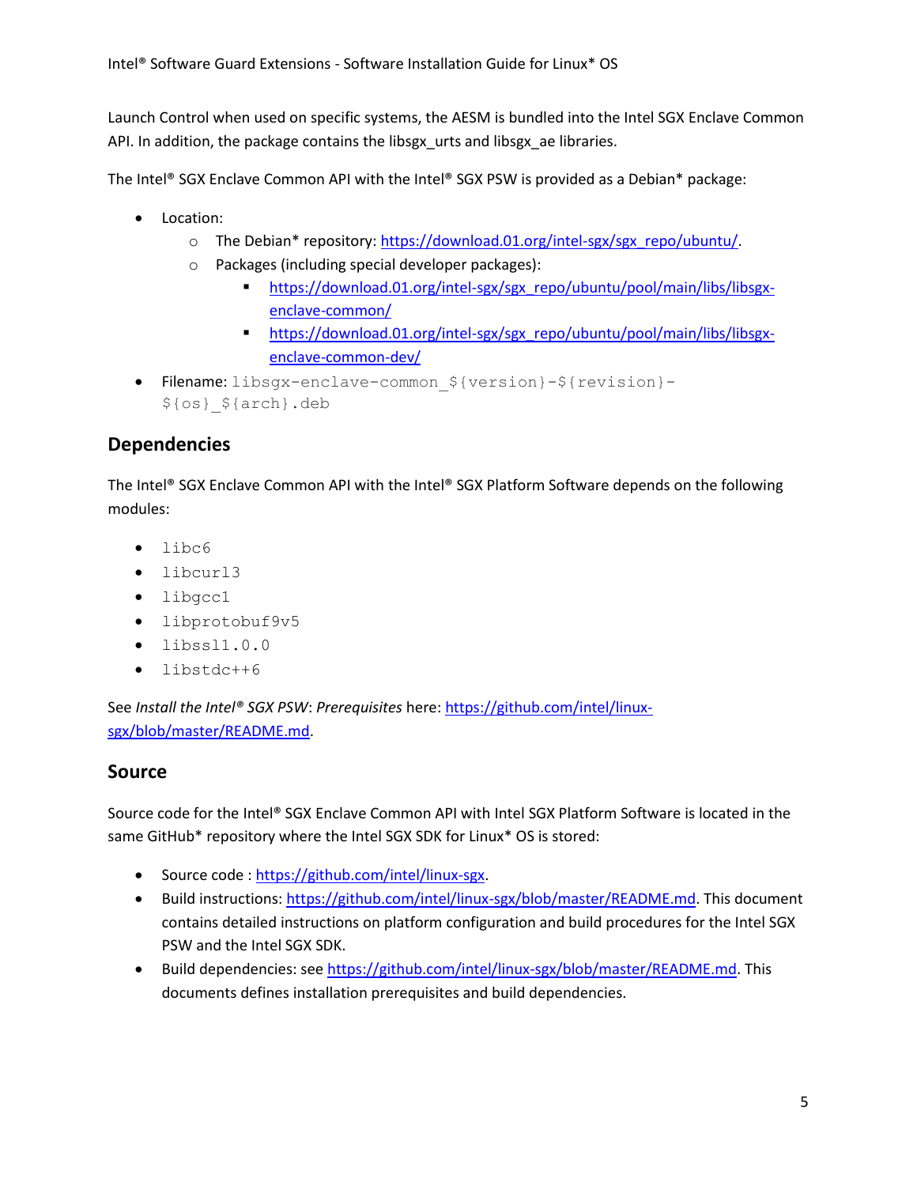Launch Control when used on specific systems, the AESM is bundled into the Intel SGX Enclave Common API. In addition, the package contains the libsgx_urts and libsgx_ae libraries.

The Intel® SGX Enclave Common API with the Intel® SGX PSW is provided as a Debian* package:

- Location:
  - The Debian* repository: [https://download.01.org/intel-sgx/sgx_repo/ubuntu/](https://download.01.org/intel-sgx/sgx_repo/ubuntu/).
  - Packages (including special developer packages):
    - [https://download.01.org/intel-sgx/sgx_repo/ubuntu/pool/main/libs/libsgx-enclave-common/](https://download.01.org/intel-sgx/sgx_repo/ubuntu/pool/main/libs/libsgx-enclave-common/)
    - [https://download.01.org/intel-sgx/sgx_repo/ubuntu/pool/main/libs/libsgx-enclave-common-dev/](https://download.01.org/intel-sgx/sgx_repo/ubuntu/pool/main/libs/libsgx-enclave-common-dev/)
- Filename: `libsgx-enclave-common_${version}-${revision}-${os}_${arch}.deb`

## Dependencies

The Intel® SGX Enclave Common API with the Intel® SGX Platform Software depends on the following modules:

- `libc6`
- `libcurl3`
- `libgcc1`
- `libprotobuf9v5`
- `libssl1.0.0`
- `libstdc++6`

See *Install the Intel® SGX PSW*: *Prerequisites* here: [https://github.com/intel/linux-sgx/blob/master/README.md](https://github.com/intel/linux-sgx/blob/master/README.md).

## Source

Source code for the Intel® SGX Enclave Common API with Intel SGX Platform Software is located in the same GitHub* repository where the Intel SGX SDK for Linux* OS is stored:

- Source code : [https://github.com/intel/linux-sgx](https://github.com/intel/linux-sgx).
- Build instructions: [https://github.com/intel/linux-sgx/blob/master/README.md](https://github.com/intel/linux-sgx/blob/master/README.md). This document contains detailed instructions on platform configuration and build procedures for the Intel SGX PSW and the Intel SGX SDK.
- Build dependencies: see [https://github.com/intel/linux-sgx/blob/master/README.md](https://github.com/intel/linux-sgx/blob/master/README.md). This documents defines installation prerequisites and build dependencies.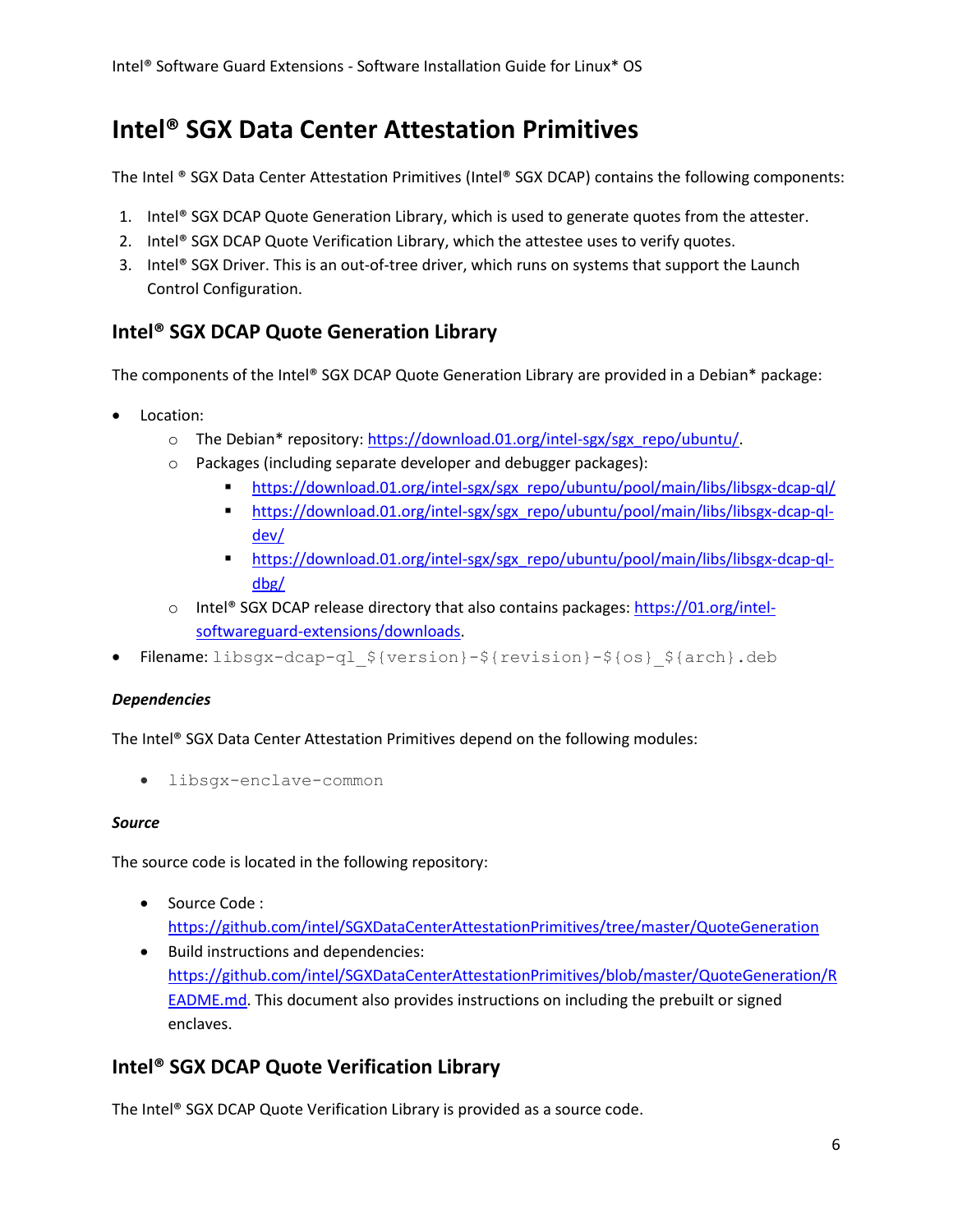# Intel® SGX Data Center Attestation Primitives

The Intel ® SGX Data Center Attestation Primitives (Intel® SGX DCAP) contains the following components:

1. Intel® SGX DCAP Quote Generation Library, which is used to generate quotes from the attester.
2. Intel® SGX DCAP Quote Verification Library, which the attestee uses to verify quotes.
3. Intel® SGX Driver. This is an out-of-tree driver, which runs on systems that support the Launch Control Configuration.

## Intel® SGX DCAP Quote Generation Library

The components of the Intel® SGX DCAP Quote Generation Library are provided in a Debian* package:

- Location:
  - The Debian* repository: https://download.01.org/intel-sgx/sgx_repo/ubuntu/.
  - Packages (including separate developer and debugger packages):
    - https://download.01.org/intel-sgx/sgx_repo/ubuntu/pool/main/libs/libsgx-dcap-ql/
    - https://download.01.org/intel-sgx/sgx_repo/ubuntu/pool/main/libs/libsgx-dcap-ql-dev/
    - https://download.01.org/intel-sgx/sgx_repo/ubuntu/pool/main/libs/libsgx-dcap-ql-dbg/
  - Intel® SGX DCAP release directory that also contains packages: https://01.org/intel-softwareguard-extensions/downloads.
- Filename: `libsgx-dcap-ql_${version}-${revision}-${os}_${arch}.deb`

### *Dependencies*

The Intel® SGX Data Center Attestation Primitives depend on the following modules:

- `libsgx-enclave-common`

### *Source*

The source code is located in the following repository:

- Source Code : https://github.com/intel/SGXDataCenterAttestationPrimitives/tree/master/QuoteGeneration
- Build instructions and dependencies: https://github.com/intel/SGXDataCenterAttestationPrimitives/blob/master/QuoteGeneration/README.md. This document also provides instructions on including the prebuilt or signed enclaves.

## Intel® SGX DCAP Quote Verification Library

The Intel® SGX DCAP Quote Verification Library is provided as a source code.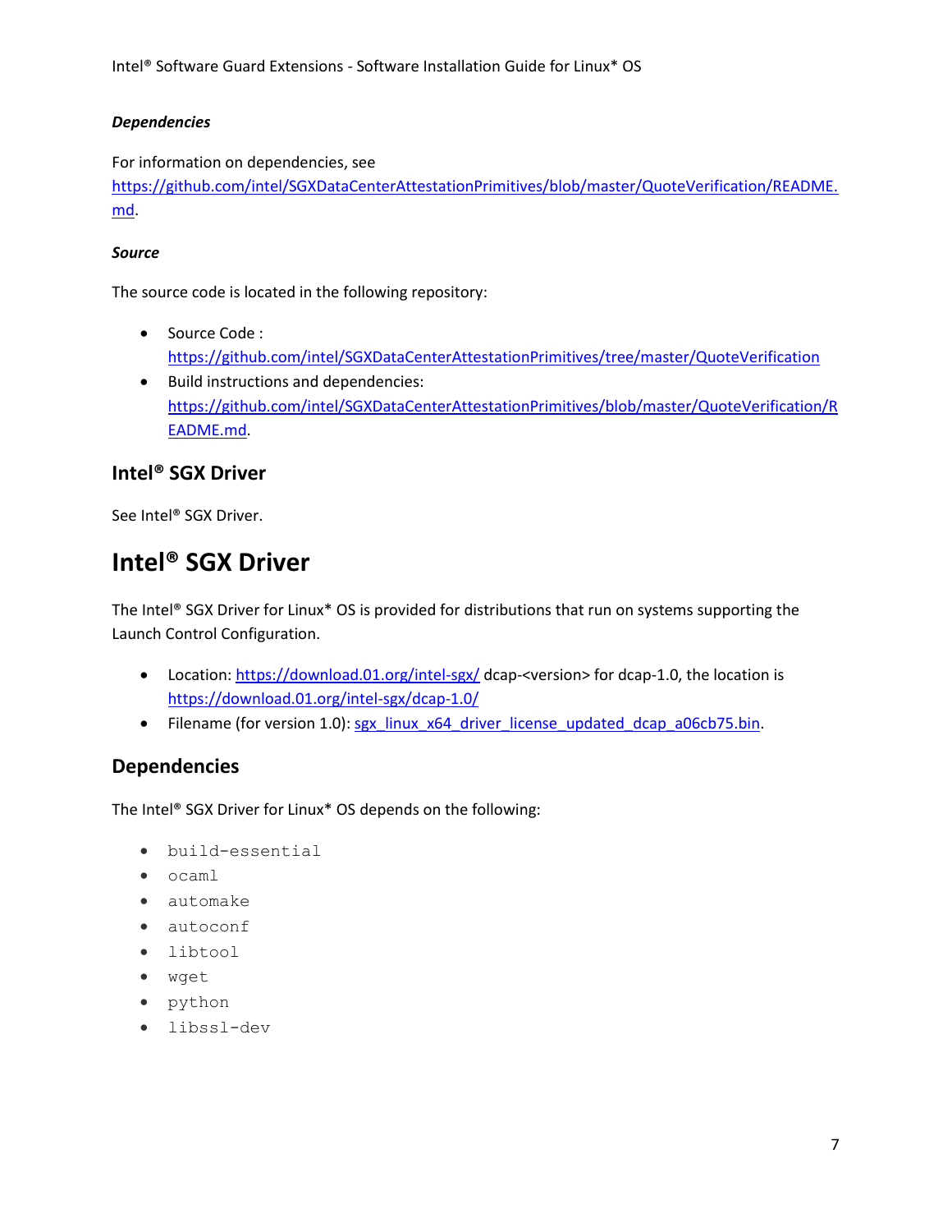#### *Dependencies*

For information on dependencies, see https://github.com/intel/SGXDataCenterAttestationPrimitives/blob/master/QuoteVerification/README.md.

#### *Source*

The source code is located in the following repository:

- Source Code : https://github.com/intel/SGXDataCenterAttestationPrimitives/tree/master/QuoteVerification
- Build instructions and dependencies: https://github.com/intel/SGXDataCenterAttestationPrimitives/blob/master/QuoteVerification/README.md.

### Intel® SGX Driver

See Intel® SGX Driver.

# Intel® SGX Driver

The Intel® SGX Driver for Linux* OS is provided for distributions that run on systems supporting the Launch Control Configuration.

- Location: https://download.01.org/intel-sgx/ dcap-<version> for dcap-1.0, the location is https://download.01.org/intel-sgx/dcap-1.0/
- Filename (for version 1.0): sgx_linux_x64_driver_license_updated_dcap_a06cb75.bin.

## Dependencies

The Intel® SGX Driver for Linux* OS depends on the following:

- `build-essential`
- `ocaml`
- `automake`
- `autoconf`
- `libtool`
- `wget`
- `python`
- `libssl-dev`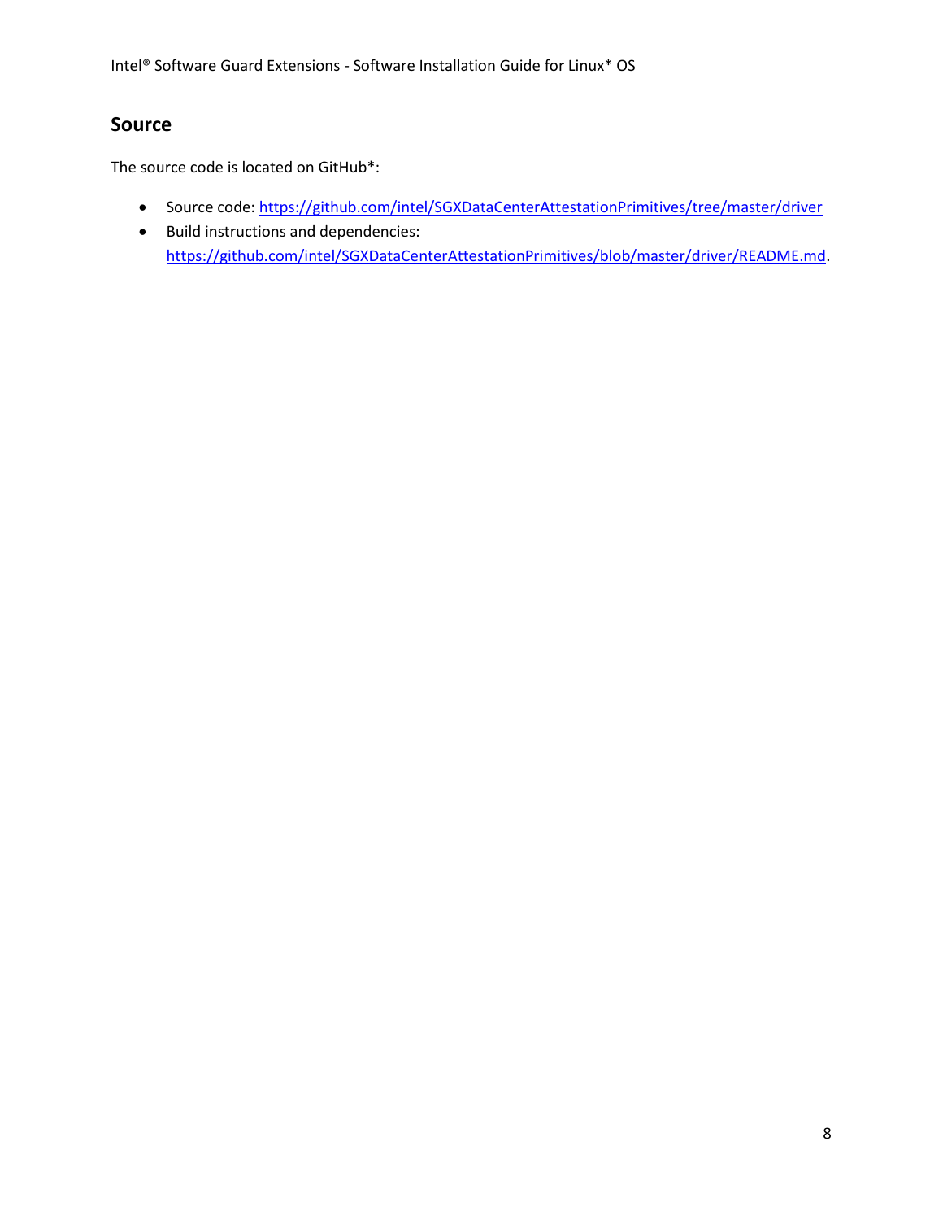## Source

The source code is located on GitHub*:

- Source code: https://github.com/intel/SGXDataCenterAttestationPrimitives/tree/master/driver
- Build instructions and dependencies: https://github.com/intel/SGXDataCenterAttestationPrimitives/blob/master/driver/README.md.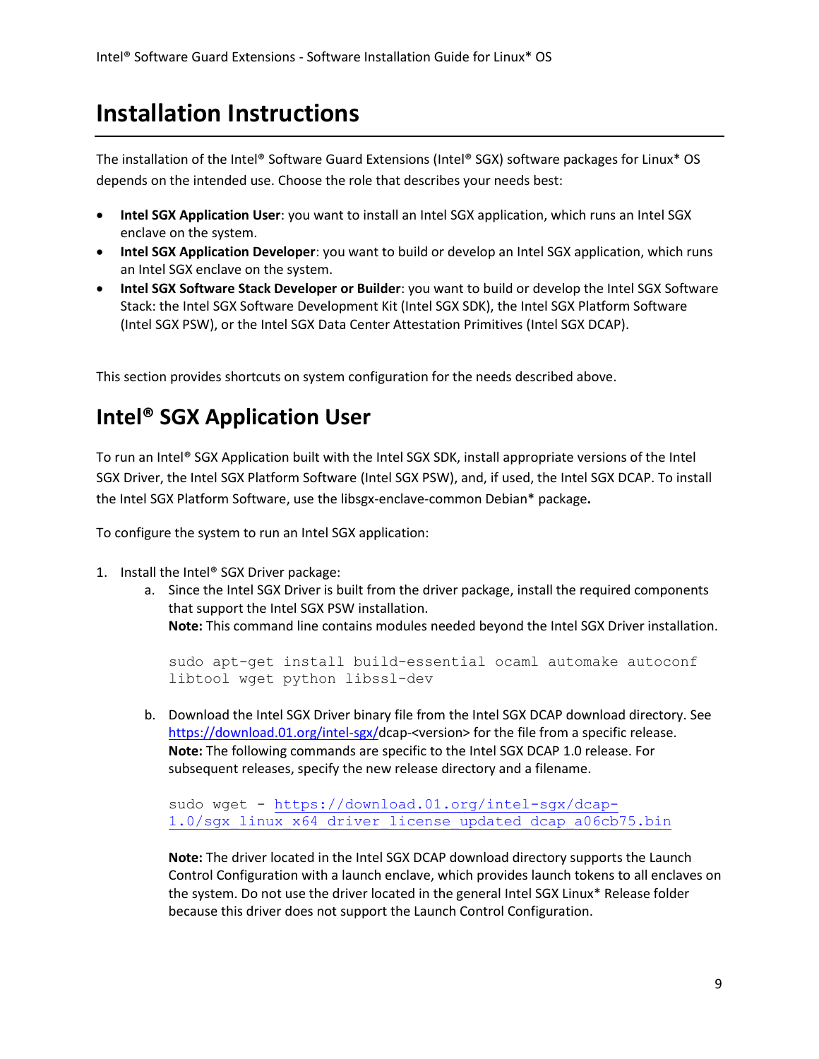# Installation Instructions

The installation of the Intel® Software Guard Extensions (Intel® SGX) software packages for Linux* OS depends on the intended use. Choose the role that describes your needs best:

- **Intel SGX Application User**: you want to install an Intel SGX application, which runs an Intel SGX enclave on the system.
- **Intel SGX Application Developer**: you want to build or develop an Intel SGX application, which runs an Intel SGX enclave on the system.
- **Intel SGX Software Stack Developer or Builder**: you want to build or develop the Intel SGX Software Stack: the Intel SGX Software Development Kit (Intel SGX SDK), the Intel SGX Platform Software (Intel SGX PSW), or the Intel SGX Data Center Attestation Primitives (Intel SGX DCAP).

This section provides shortcuts on system configuration for the needs described above.

## Intel® SGX Application User

To run an Intel® SGX Application built with the Intel SGX SDK, install appropriate versions of the Intel SGX Driver, the Intel SGX Platform Software (Intel SGX PSW), and, if used, the Intel SGX DCAP. To install the Intel SGX Platform Software, use the libsgx-enclave-common Debian* package**.**

To configure the system to run an Intel SGX application:

1. Install the Intel® SGX Driver package:
   a. Since the Intel SGX Driver is built from the driver package, install the required components that support the Intel SGX PSW installation.
      **Note:** This command line contains modules needed beyond the Intel SGX Driver installation.

      ```
      sudo apt-get install build-essential ocaml automake autoconf
      libtool wget python libssl-dev
      ```

   b. Download the Intel SGX Driver binary file from the Intel SGX DCAP download directory. See https://download.01.org/intel-sgx/dcap-<version> for the file from a specific release.
      **Note:** The following commands are specific to the Intel SGX DCAP 1.0 release. For subsequent releases, specify the new release directory and a filename.

      ```
      sudo wget - https://download.01.org/intel-sgx/dcap-
      1.0/sgx_linux_x64_driver_license_updated_dcap_a06cb75.bin
      ```

      **Note:** The driver located in the Intel SGX DCAP download directory supports the Launch Control Configuration with a launch enclave, which provides launch tokens to all enclaves on the system. Do not use the driver located in the general Intel SGX Linux* Release folder because this driver does not support the Launch Control Configuration.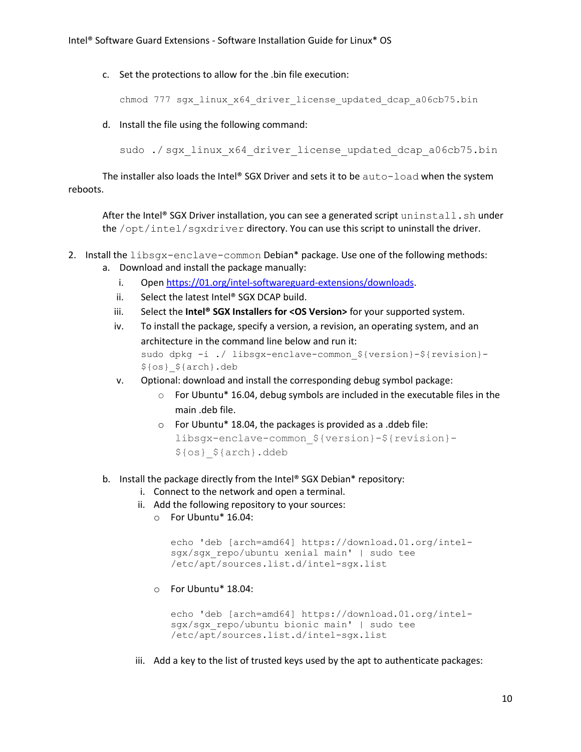c. Set the protections to allow for the .bin file execution:

```
chmod 777 sgx_linux_x64_driver_license_updated_dcap_a06cb75.bin
```

d. Install the file using the following command:

```
sudo ./sgx_linux_x64_driver_license_updated_dcap_a06cb75.bin
```

The installer also loads the Intel® SGX Driver and sets it to be `auto-load` when the system reboots.

After the Intel® SGX Driver installation, you can see a generated script `uninstall.sh` under the `/opt/intel/sgxdriver` directory. You can use this script to uninstall the driver.

2. Install the `libsgx-enclave-common` Debian* package. Use one of the following methods:
   a. Download and install the package manually:
      i. Open https://01.org/intel-softwareguard-extensions/downloads.
      ii. Select the latest Intel® SGX DCAP build.
      iii. Select the **Intel® SGX Installers for <OS Version>** for your supported system.
      iv. To install the package, specify a version, a revision, an operating system, and an architecture in the command line below and run it:
      ```
      sudo dpkg -i ./ libsgx-enclave-common_${version}-${revision}-${os}_${arch}.deb
      ```
      v. Optional: download and install the corresponding debug symbol package:
         - For Ubuntu* 16.04, debug symbols are included in the executable files in the main .deb file.
         - For Ubuntu* 18.04, the packages is provided as a .ddeb file: `libsgx-enclave-common_${version}-${revision}-${os}_${arch}.ddeb`

   b. Install the package directly from the Intel® SGX Debian* repository:
      i. Connect to the network and open a terminal.
      ii. Add the following repository to your sources:
         - For Ubuntu* 16.04:
         ```
         echo 'deb [arch=amd64] https://download.01.org/intel-sgx/sgx_repo/ubuntu xenial main' | sudo tee /etc/apt/sources.list.d/intel-sgx.list
         ```
         - For Ubuntu* 18.04:
         ```
         echo 'deb [arch=amd64] https://download.01.org/intel-sgx/sgx_repo/ubuntu bionic main' | sudo tee /etc/apt/sources.list.d/intel-sgx.list
         ```
      iii. Add a key to the list of trusted keys used by the apt to authenticate packages: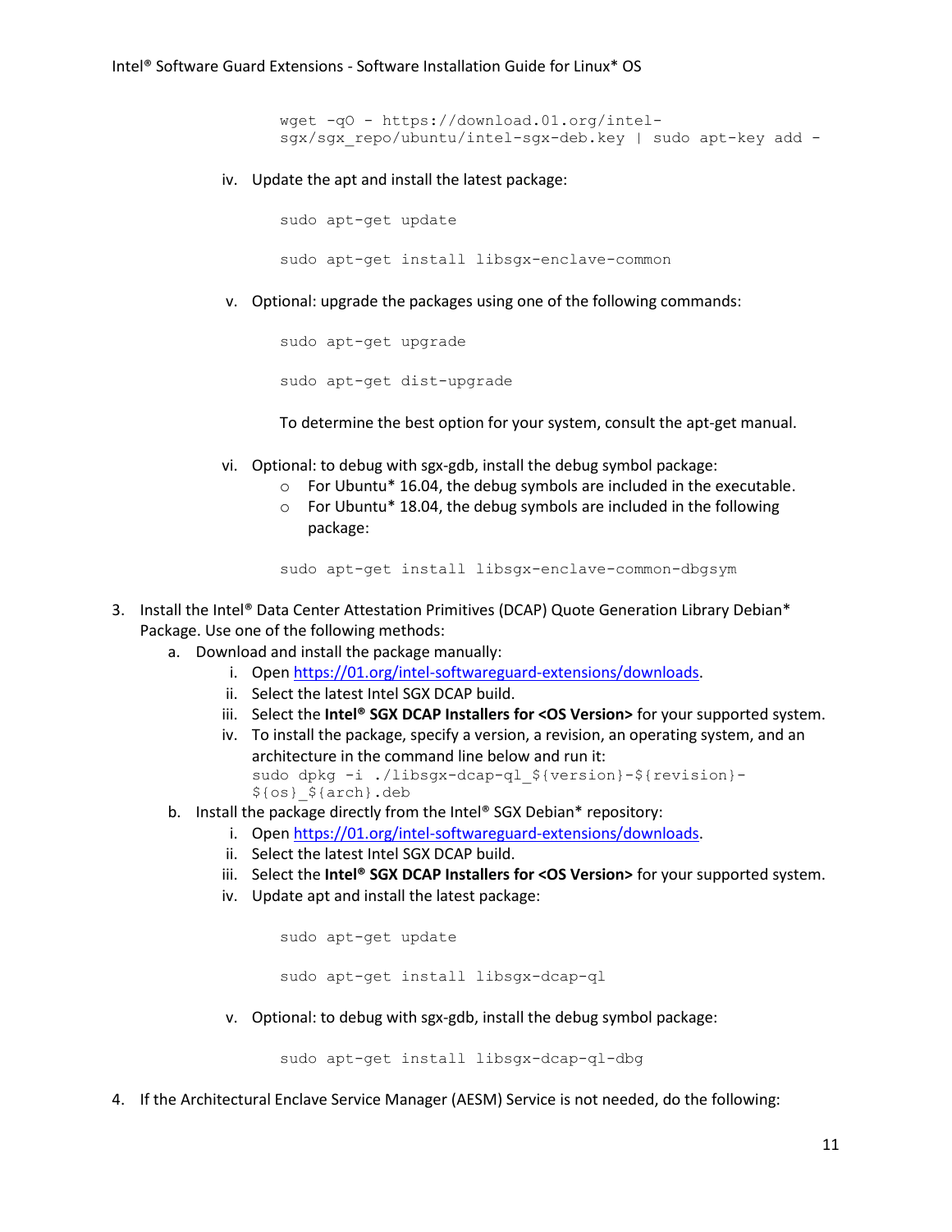```
wget -qO - https://download.01.org/intel-sgx/sgx_repo/ubuntu/intel-sgx-deb.key | sudo apt-key add -
```

iv. Update the apt and install the latest package:

```
sudo apt-get update
```

```
sudo apt-get install libsgx-enclave-common
```

v. Optional: upgrade the packages using one of the following commands:

```
sudo apt-get upgrade
```

```
sudo apt-get dist-upgrade
```

To determine the best option for your system, consult the apt-get manual.

vi. Optional: to debug with sgx-gdb, install the debug symbol package:
   - For Ubuntu* 16.04, the debug symbols are included in the executable.
   - For Ubuntu* 18.04, the debug symbols are included in the following package:

```
sudo apt-get install libsgx-enclave-common-dbgsym
```

3. Install the Intel® Data Center Attestation Primitives (DCAP) Quote Generation Library Debian* Package. Use one of the following methods:
   a. Download and install the package manually:
      i. Open [https://01.org/intel-softwareguard-extensions/downloads](https://01.org/intel-softwareguard-extensions/downloads).
      ii. Select the latest Intel SGX DCAP build.
      iii. Select the **Intel® SGX DCAP Installers for <OS Version>** for your supported system.
      iv. To install the package, specify a version, a revision, an operating system, and an architecture in the command line below and run it:
      ```
      sudo dpkg -i ./libsgx-dcap-ql_${version}-${revision}-${os}_${arch}.deb
      ```
   b. Install the package directly from the Intel® SGX Debian* repository:
      i. Open [https://01.org/intel-softwareguard-extensions/downloads](https://01.org/intel-softwareguard-extensions/downloads).
      ii. Select the latest Intel SGX DCAP build.
      iii. Select the **Intel® SGX DCAP Installers for <OS Version>** for your supported system.
      iv. Update apt and install the latest package:

      ```
      sudo apt-get update
      ```

      ```
      sudo apt-get install libsgx-dcap-ql
      ```

      v. Optional: to debug with sgx-gdb, install the debug symbol package:

      ```
      sudo apt-get install libsgx-dcap-ql-dbg
      ```

4. If the Architectural Enclave Service Manager (AESM) Service is not needed, do the following: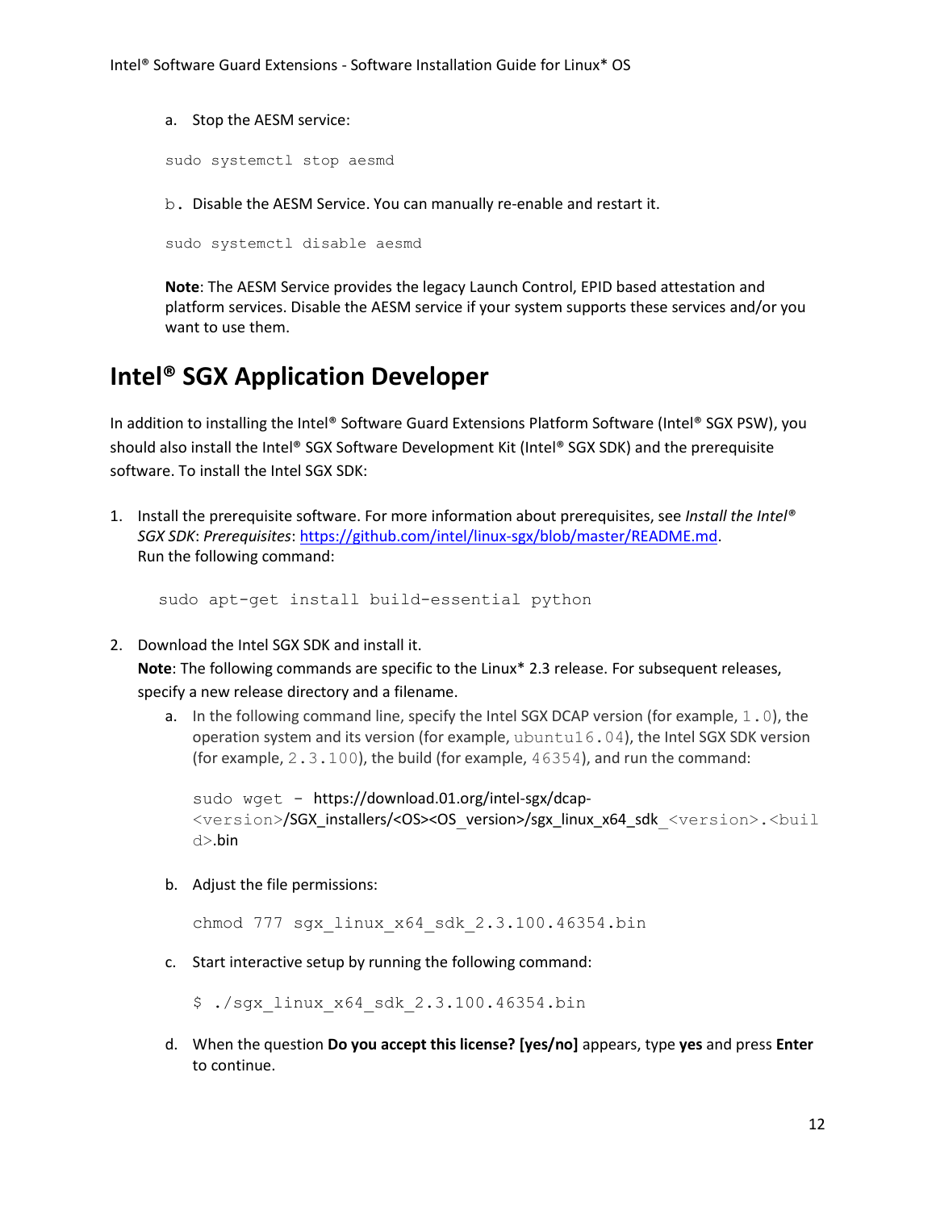a. Stop the AESM service:

```
sudo systemctl stop aesmd
```

b. Disable the AESM Service. You can manually re-enable and restart it.

```
sudo systemctl disable aesmd
```

**Note**: The AESM Service provides the legacy Launch Control, EPID based attestation and platform services. Disable the AESM service if your system supports these services and/or you want to use them.

## Intel® SGX Application Developer

In addition to installing the Intel® Software Guard Extensions Platform Software (Intel® SGX PSW), you should also install the Intel® SGX Software Development Kit (Intel® SGX SDK) and the prerequisite software. To install the Intel SGX SDK:

1. Install the prerequisite software. For more information about prerequisites, see *Install the Intel® SGX SDK*: *Prerequisites*: https://github.com/intel/linux-sgx/blob/master/README.md.
   Run the following command:

   ```
   sudo apt-get install build-essential python
   ```

2. Download the Intel SGX SDK and install it.
   **Note**: The following commands are specific to the Linux* 2.3 release. For subsequent releases, specify a new release directory and a filename.

   a. In the following command line, specify the Intel SGX DCAP version (for example, `1.0`), the operation system and its version (for example, `ubuntu16.04`), the Intel SGX SDK version (for example, `2.3.100`), the build (for example, `46354`), and run the command:

   ```
   sudo wget - https://download.01.org/intel-sgx/dcap-<version>/SGX_installers/<OS><OS_version>/sgx_linux_x64_sdk_<version>.<build>.bin
   ```

   b. Adjust the file permissions:

   ```
   chmod 777 sgx_linux_x64_sdk_2.3.100.46354.bin
   ```

   c. Start interactive setup by running the following command:

   ```
   $ ./sgx_linux_x64_sdk_2.3.100.46354.bin
   ```

   d. When the question **Do you accept this license? [yes/no]** appears, type **yes** and press **Enter** to continue.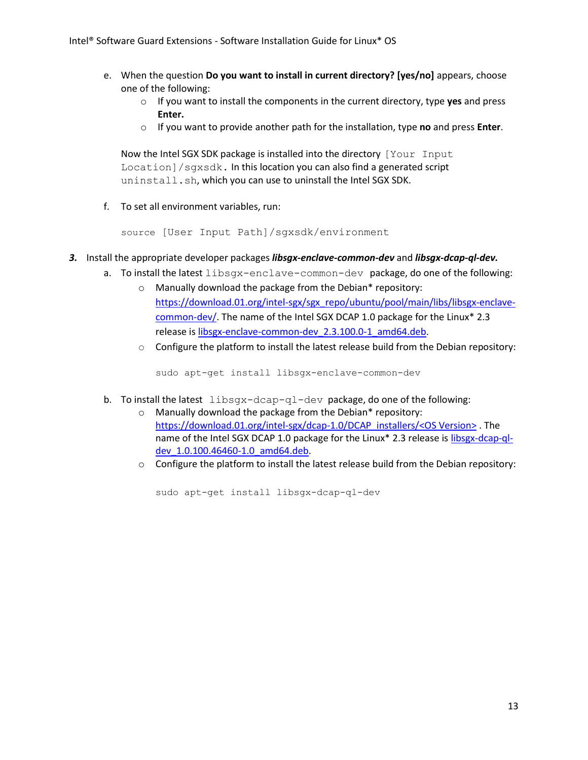e. When the question **Do you want to install in current directory? [yes/no]** appears, choose one of the following:
   - If you want to install the components in the current directory, type **yes** and press **Enter.**
   - If you want to provide another path for the installation, type **no** and press **Enter**.

   Now the Intel SGX SDK package is installed into the directory `[Your Input Location]/sgxsdk.` In this location you can also find a generated script `uninstall.sh`, which you can use to uninstall the Intel SGX SDK.

f. To set all environment variables, run:

   ```
   source [User Input Path]/sgxsdk/environment
   ```

***3.*** Install the appropriate developer packages ***libsgx-enclave-common-dev*** and ***libsgx-dcap-ql-dev.***

a. To install the latest `libsgx-enclave-common-dev` package, do one of the following:
   - Manually download the package from the Debian* repository: [https://download.01.org/intel-sgx/sgx_repo/ubuntu/pool/main/libs/libsgx-enclave-common-dev/](https://download.01.org/intel-sgx/sgx_repo/ubuntu/pool/main/libs/libsgx-enclave-common-dev/). The name of the Intel SGX DCAP 1.0 package for the Linux* 2.3 release is libsgx-enclave-common-dev_2.3.100.0-1_amd64.deb.
   - Configure the platform to install the latest release build from the Debian repository:

     ```
     sudo apt-get install libsgx-enclave-common-dev
     ```

b. To install the latest `libsgx-dcap-ql-dev` package, do one of the following:
   - Manually download the package from the Debian* repository: https://download.01.org/intel-sgx/dcap-1.0/DCAP_installers/<OS Version> . The name of the Intel SGX DCAP 1.0 package for the Linux* 2.3 release is libsgx-dcap-ql-dev_1.0.100.46460-1.0_amd64.deb.
   - Configure the platform to install the latest release build from the Debian repository:

     ```
     sudo apt-get install libsgx-dcap-ql-dev
     ```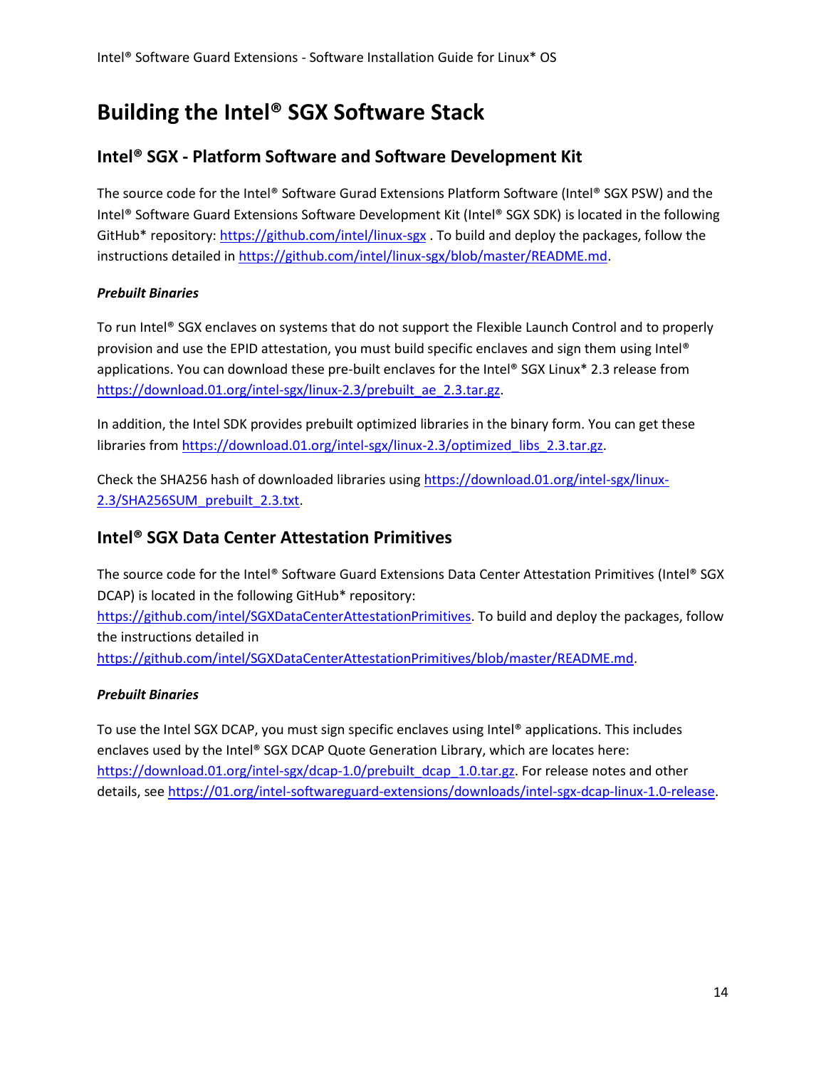# Building the Intel® SGX Software Stack

## Intel® SGX - Platform Software and Software Development Kit

The source code for the Intel® Software Gurad Extensions Platform Software (Intel® SGX PSW) and the Intel® Software Guard Extensions Software Development Kit (Intel® SGX SDK) is located in the following GitHub* repository: https://github.com/intel/linux-sgx . To build and deploy the packages, follow the instructions detailed in https://github.com/intel/linux-sgx/blob/master/README.md.

### *Prebuilt Binaries*

To run Intel® SGX enclaves on systems that do not support the Flexible Launch Control and to properly provision and use the EPID attestation, you must build specific enclaves and sign them using Intel® applications. You can download these pre-built enclaves for the Intel® SGX Linux* 2.3 release from https://download.01.org/intel-sgx/linux-2.3/prebuilt_ae_2.3.tar.gz.

In addition, the Intel SDK provides prebuilt optimized libraries in the binary form. You can get these libraries from https://download.01.org/intel-sgx/linux-2.3/optimized_libs_2.3.tar.gz.

Check the SHA256 hash of downloaded libraries using https://download.01.org/intel-sgx/linux-2.3/SHA256SUM_prebuilt_2.3.txt.

## Intel® SGX Data Center Attestation Primitives

The source code for the Intel® Software Guard Extensions Data Center Attestation Primitives (Intel® SGX DCAP) is located in the following GitHub* repository: https://github.com/intel/SGXDataCenterAttestationPrimitives. To build and deploy the packages, follow the instructions detailed in https://github.com/intel/SGXDataCenterAttestationPrimitives/blob/master/README.md.

### *Prebuilt Binaries*

To use the Intel SGX DCAP, you must sign specific enclaves using Intel® applications. This includes enclaves used by the Intel® SGX DCAP Quote Generation Library, which are locates here: https://download.01.org/intel-sgx/dcap-1.0/prebuilt_dcap_1.0.tar.gz. For release notes and other details, see https://01.org/intel-softwareguard-extensions/downloads/intel-sgx-dcap-linux-1.0-release.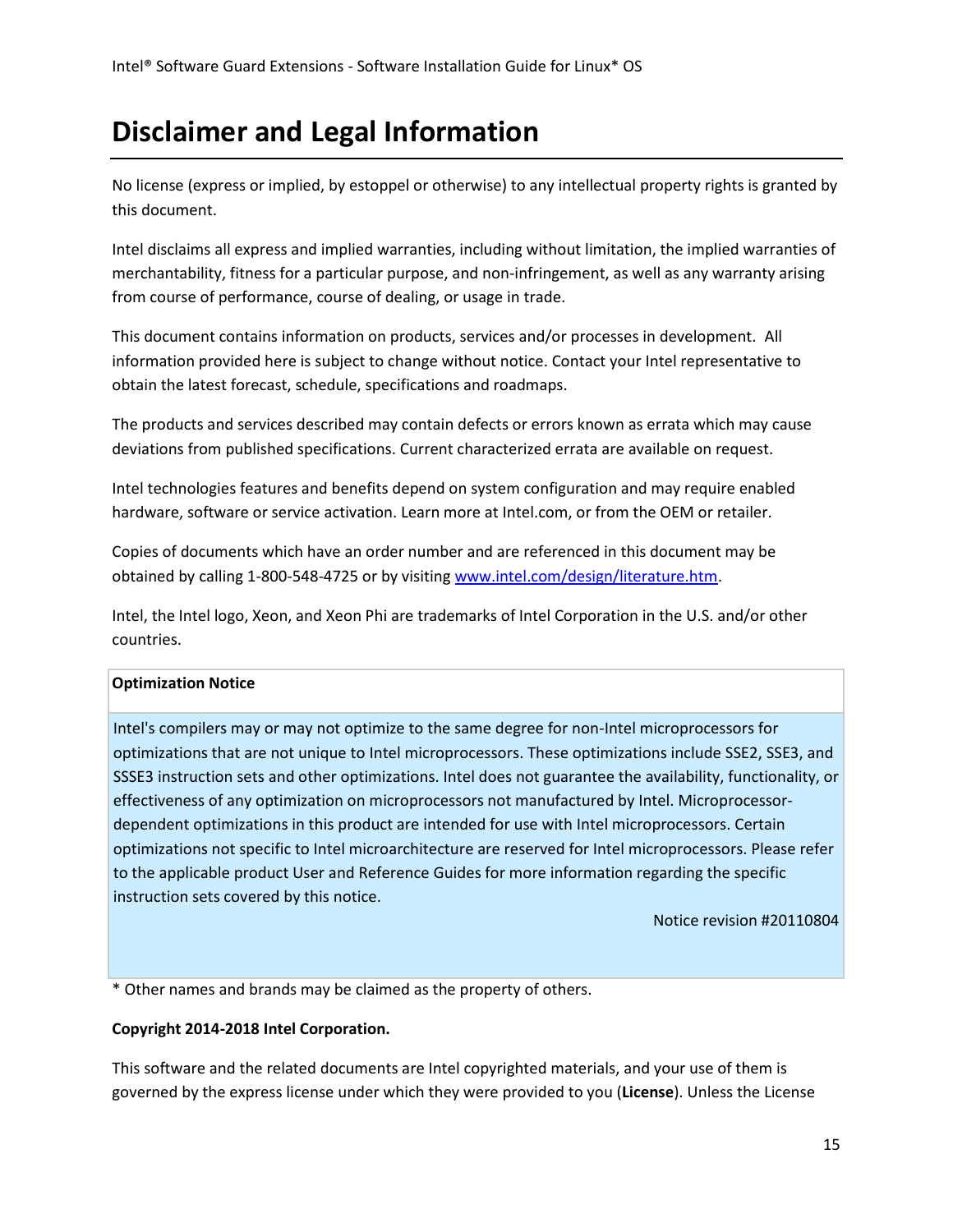# Disclaimer and Legal Information

No license (express or implied, by estoppel or otherwise) to any intellectual property rights is granted by this document.

Intel disclaims all express and implied warranties, including without limitation, the implied warranties of merchantability, fitness for a particular purpose, and non-infringement, as well as any warranty arising from course of performance, course of dealing, or usage in trade.

This document contains information on products, services and/or processes in development. All information provided here is subject to change without notice. Contact your Intel representative to obtain the latest forecast, schedule, specifications and roadmaps.

The products and services described may contain defects or errors known as errata which may cause deviations from published specifications. Current characterized errata are available on request.

Intel technologies features and benefits depend on system configuration and may require enabled hardware, software or service activation. Learn more at Intel.com, or from the OEM or retailer.

Copies of documents which have an order number and are referenced in this document may be obtained by calling 1-800-548-4725 or by visiting [www.intel.com/design/literature.htm](www.intel.com/design/literature.htm).

Intel, the Intel logo, Xeon, and Xeon Phi are trademarks of Intel Corporation in the U.S. and/or other countries.

| **Optimization Notice** |
| --- |
| Intel's compilers may or may not optimize to the same degree for non-Intel microprocessors for optimizations that are not unique to Intel microprocessors. These optimizations include SSE2, SSE3, and SSSE3 instruction sets and other optimizations. Intel does not guarantee the availability, functionality, or effectiveness of any optimization on microprocessors not manufactured by Intel. Microprocessor-dependent optimizations in this product are intended for use with Intel microprocessors. Certain optimizations not specific to Intel microarchitecture are reserved for Intel microprocessors. Please refer to the applicable product User and Reference Guides for more information regarding the specific instruction sets covered by this notice. Notice revision #20110804 |

* Other names and brands may be claimed as the property of others.

**Copyright 2014-2018 Intel Corporation.**

This software and the related documents are Intel copyrighted materials, and your use of them is governed by the express license under which they were provided to you (**License**). Unless the License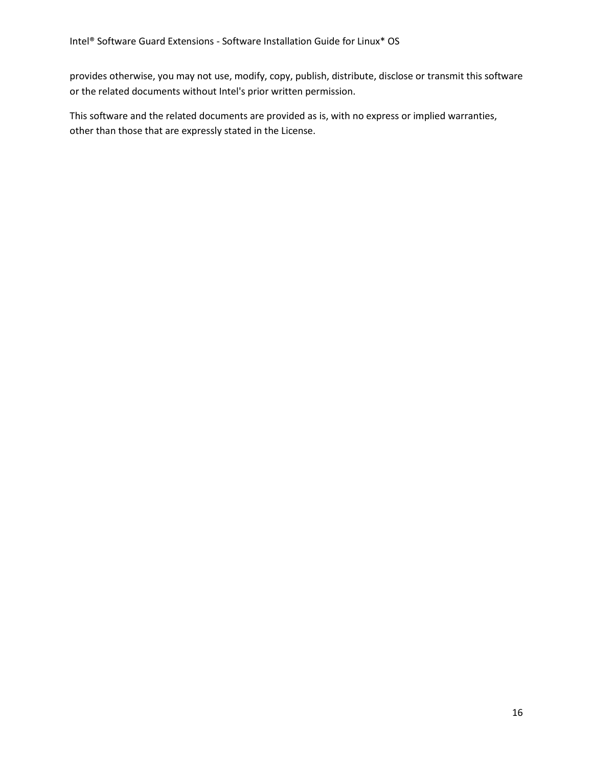provides otherwise, you may not use, modify, copy, publish, distribute, disclose or transmit this software or the related documents without Intel's prior written permission.

This software and the related documents are provided as is, with no express or implied warranties, other than those that are expressly stated in the License.